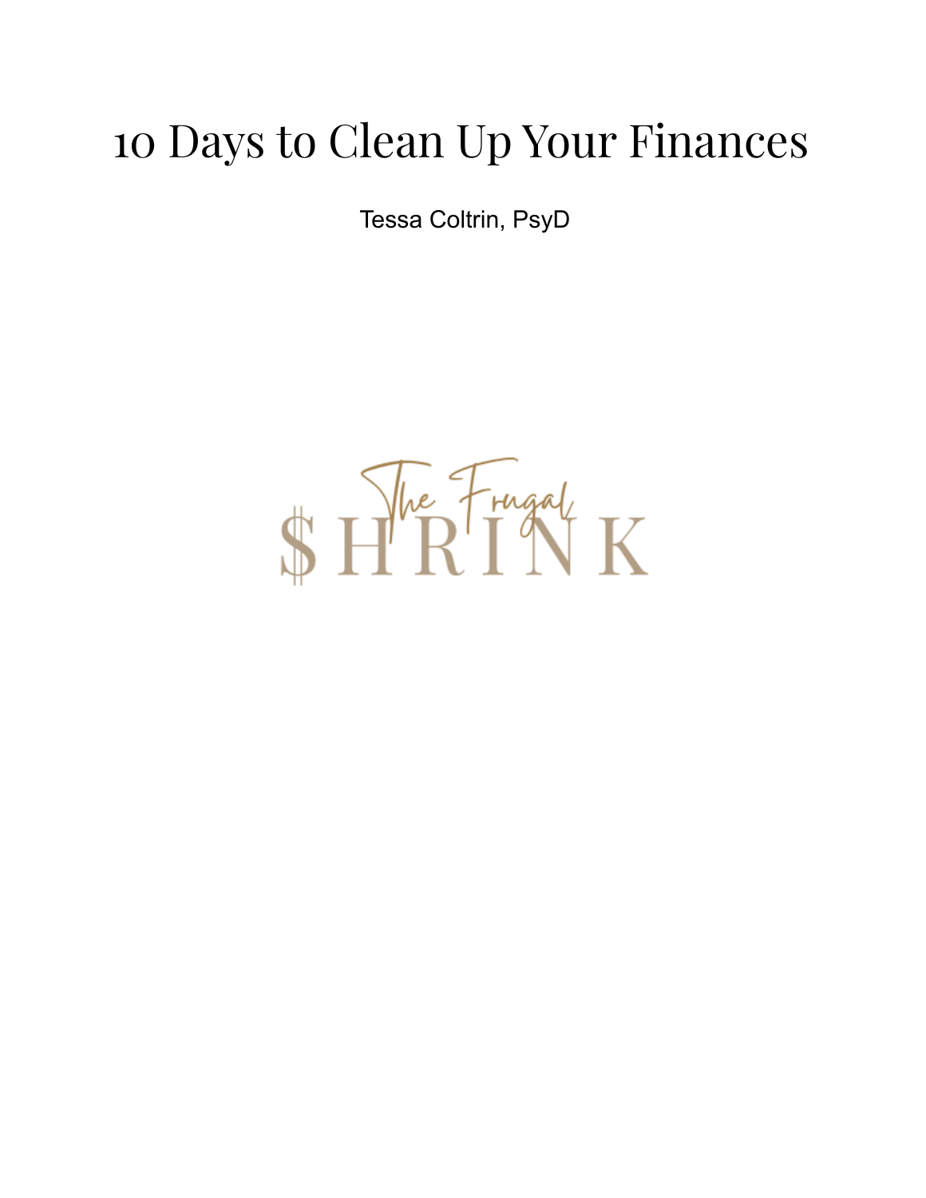# 10 Days to Clean Up Your Finances

Tessa Coltrin, PsyD

The Frugal $HRINK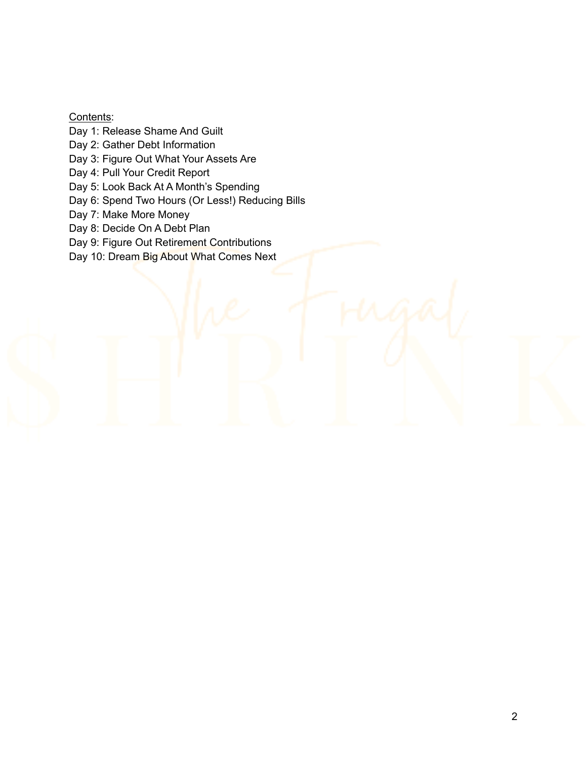Contents:

Day 1: Release Shame And Guilt
Day 2: Gather Debt Information
Day 3: Figure Out What Your Assets Are
Day 4: Pull Your Credit Report
Day 5: Look Back At A Month's Spending
Day 6: Spend Two Hours (Or Less!) Reducing Bills
Day 7: Make More Money
Day 8: Decide On A Debt Plan
Day 9: Figure Out Retirement Contributions
Day 10: Dream Big About What Comes Next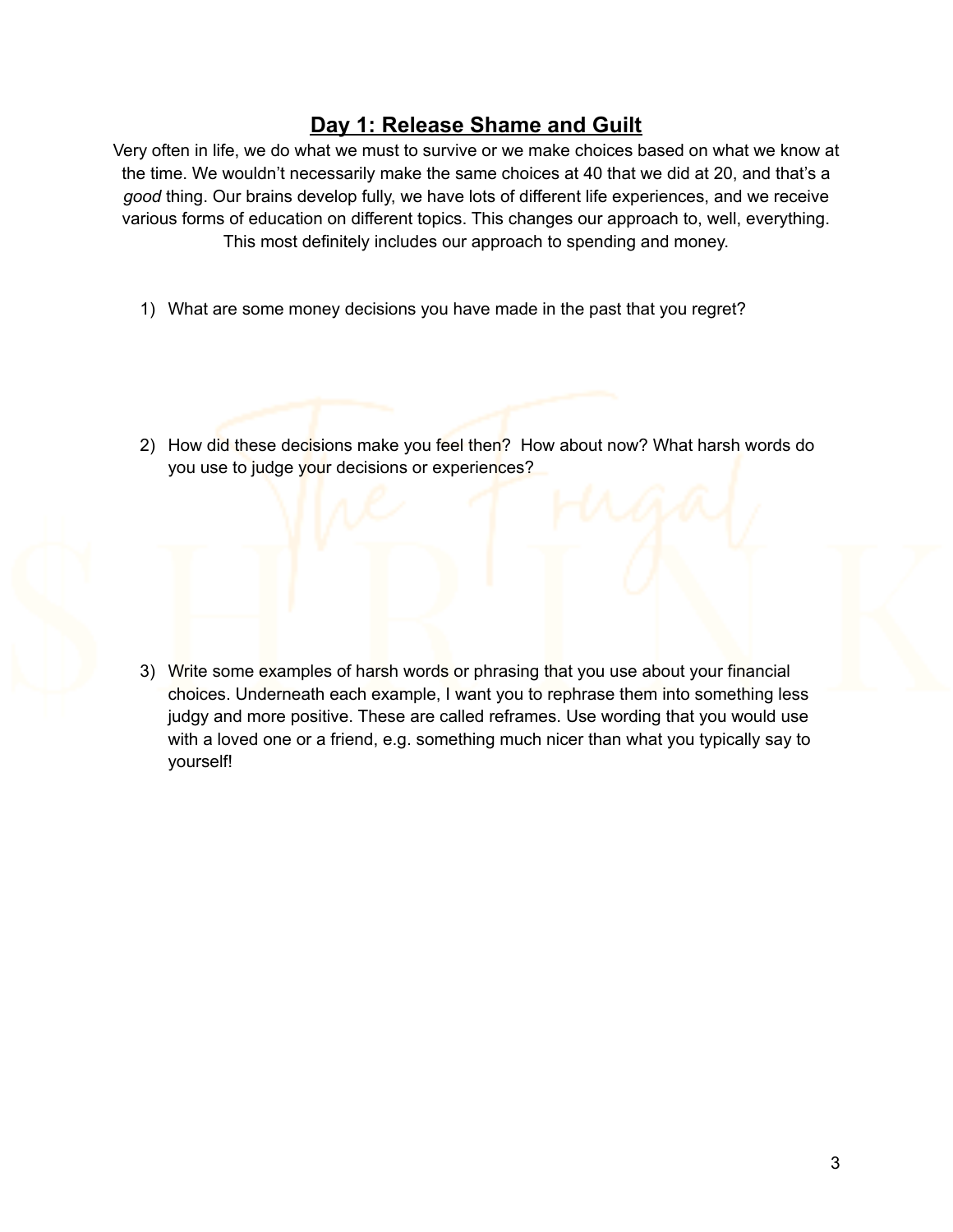## Day 1: Release Shame and Guilt

Very often in life, we do what we must to survive or we make choices based on what we know at the time. We wouldn't necessarily make the same choices at 40 that we did at 20, and that's a *good* thing. Our brains develop fully, we have lots of different life experiences, and we receive various forms of education on different topics. This changes our approach to, well, everything. This most definitely includes our approach to spending and money.

1) What are some money decisions you have made in the past that you regret?

2) How did these decisions make you feel then? How about now? What harsh words do you use to judge your decisions or experiences?

3) Write some examples of harsh words or phrasing that you use about your financial choices. Underneath each example, I want you to rephrase them into something less judgy and more positive. These are called reframes. Use wording that you would use with a loved one or a friend, e.g. something much nicer than what you typically say to yourself!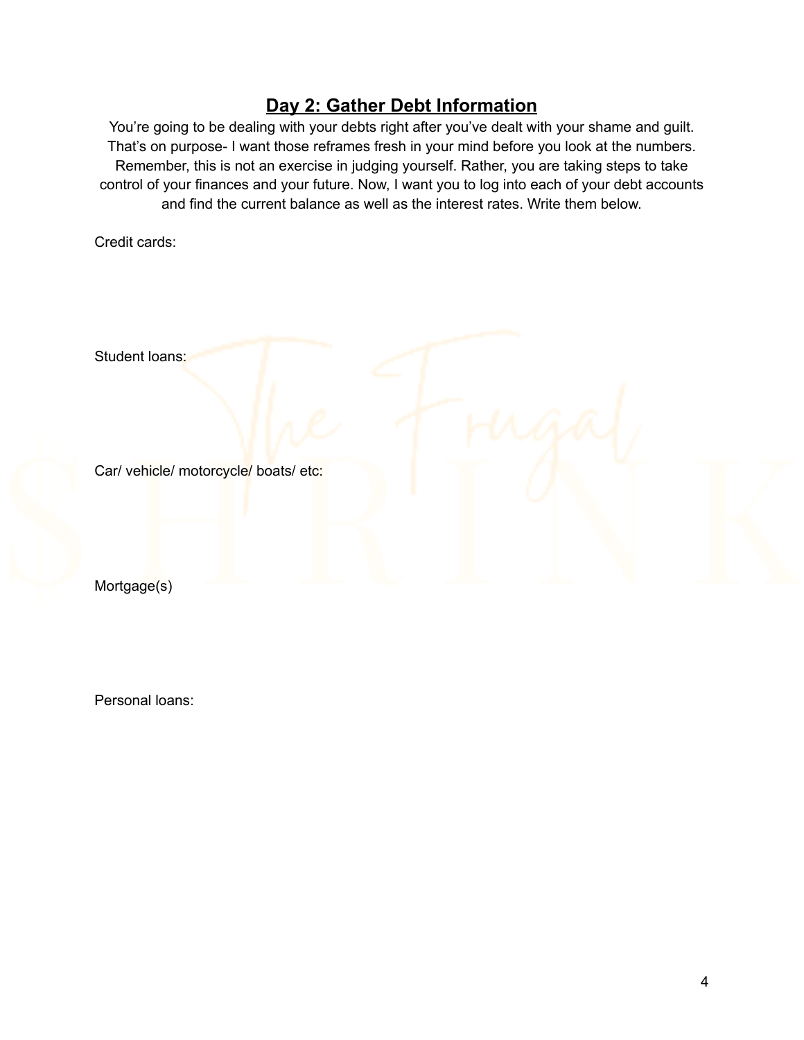## Day 2: Gather Debt Information

You're going to be dealing with your debts right after you've dealt with your shame and guilt. That's on purpose- I want those reframes fresh in your mind before you look at the numbers. Remember, this is not an exercise in judging yourself. Rather, you are taking steps to take control of your finances and your future. Now, I want you to log into each of your debt accounts and find the current balance as well as the interest rates. Write them below.

Credit cards:

Student loans:

Car/ vehicle/ motorcycle/ boats/ etc:

Mortgage(s)

Personal loans: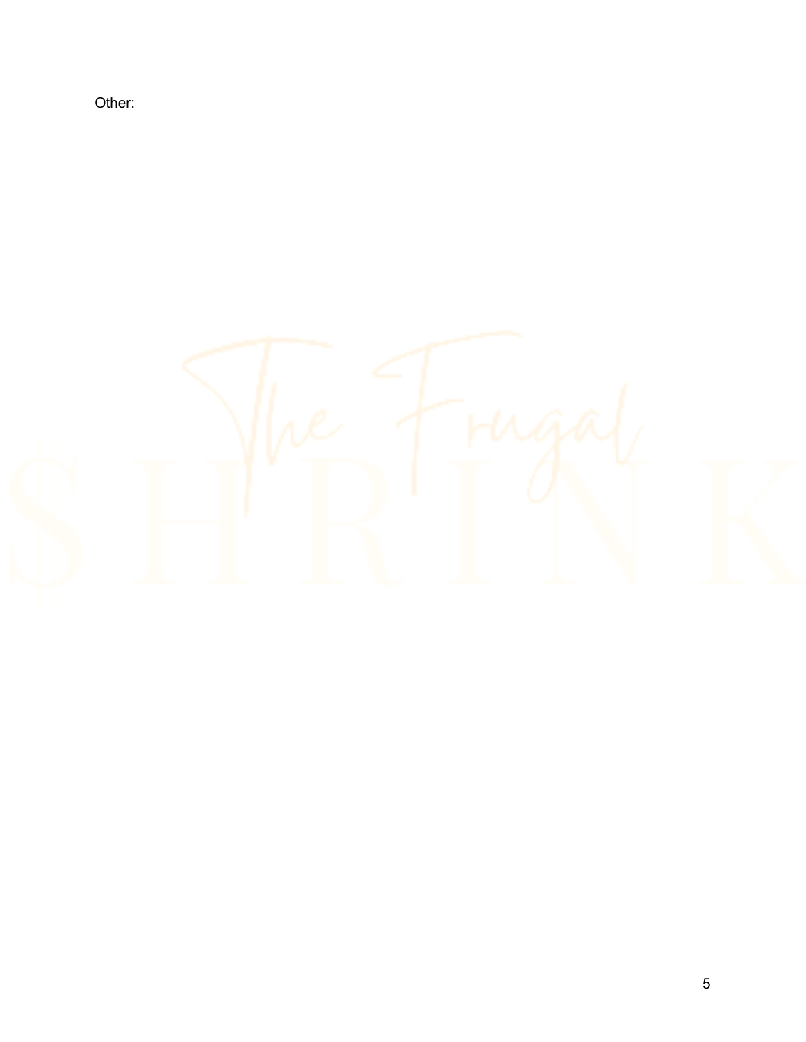Other: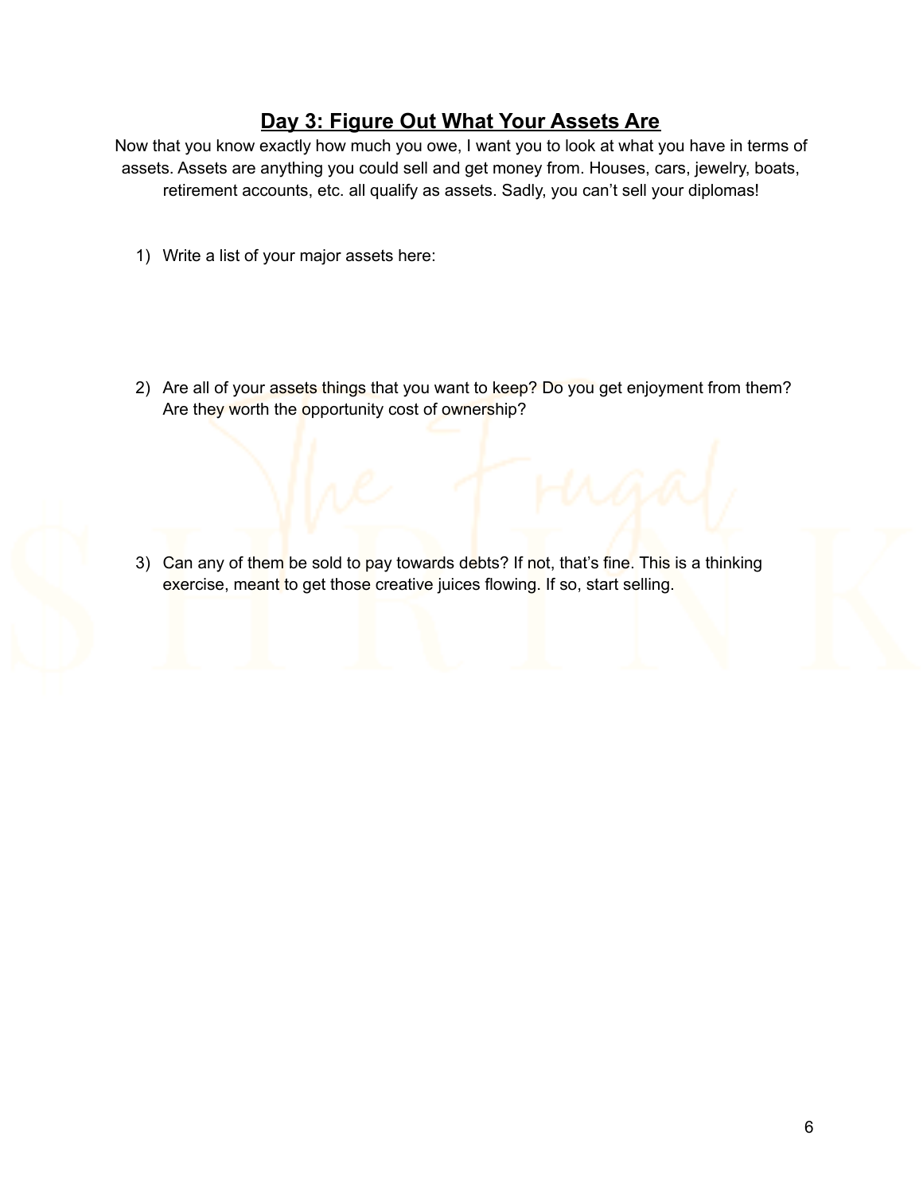## Day 3: Figure Out What Your Assets Are

Now that you know exactly how much you owe, I want you to look at what you have in terms of assets. Assets are anything you could sell and get money from. Houses, cars, jewelry, boats, retirement accounts, etc. all qualify as assets. Sadly, you can't sell your diplomas!

1) Write a list of your major assets here:

2) Are all of your assets things that you want to keep? Do you get enjoyment from them? Are they worth the opportunity cost of ownership?

3) Can any of them be sold to pay towards debts? If not, that's fine. This is a thinking exercise, meant to get those creative juices flowing. If so, start selling.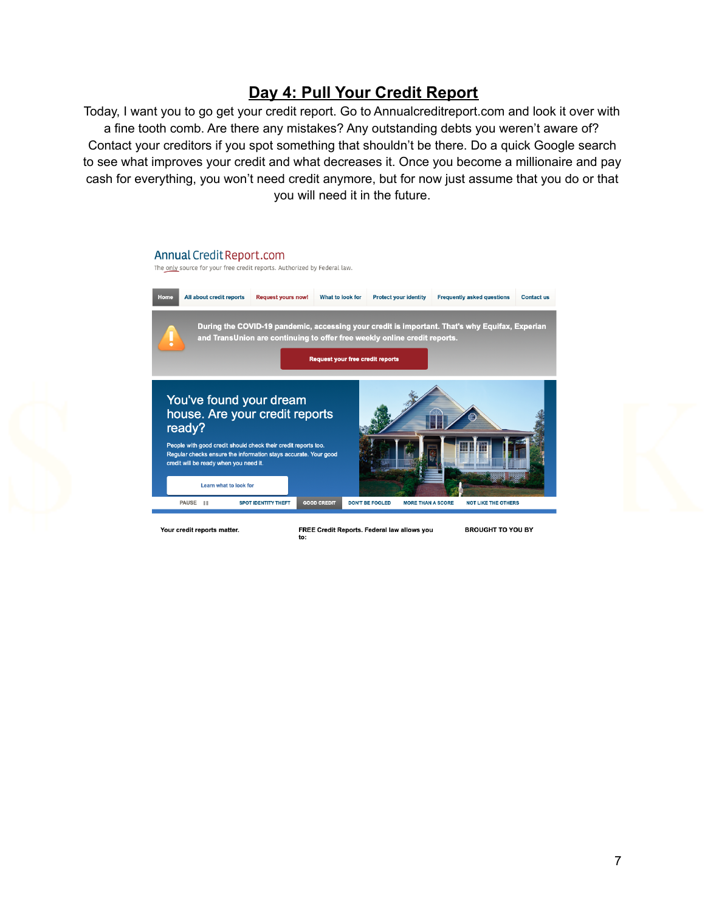## Day 4: Pull Your Credit Report

Today, I want you to go get your credit report. Go to Annualcreditreport.com and look it over with a fine tooth comb. Are there any mistakes? Any outstanding debts you weren't aware of? Contact your creditors if you spot something that shouldn't be there. Do a quick Google search to see what improves your credit and what decreases it. Once you become a millionaire and pay cash for everything, you won't need credit anymore, but for now just assume that you do or that you will need it in the future.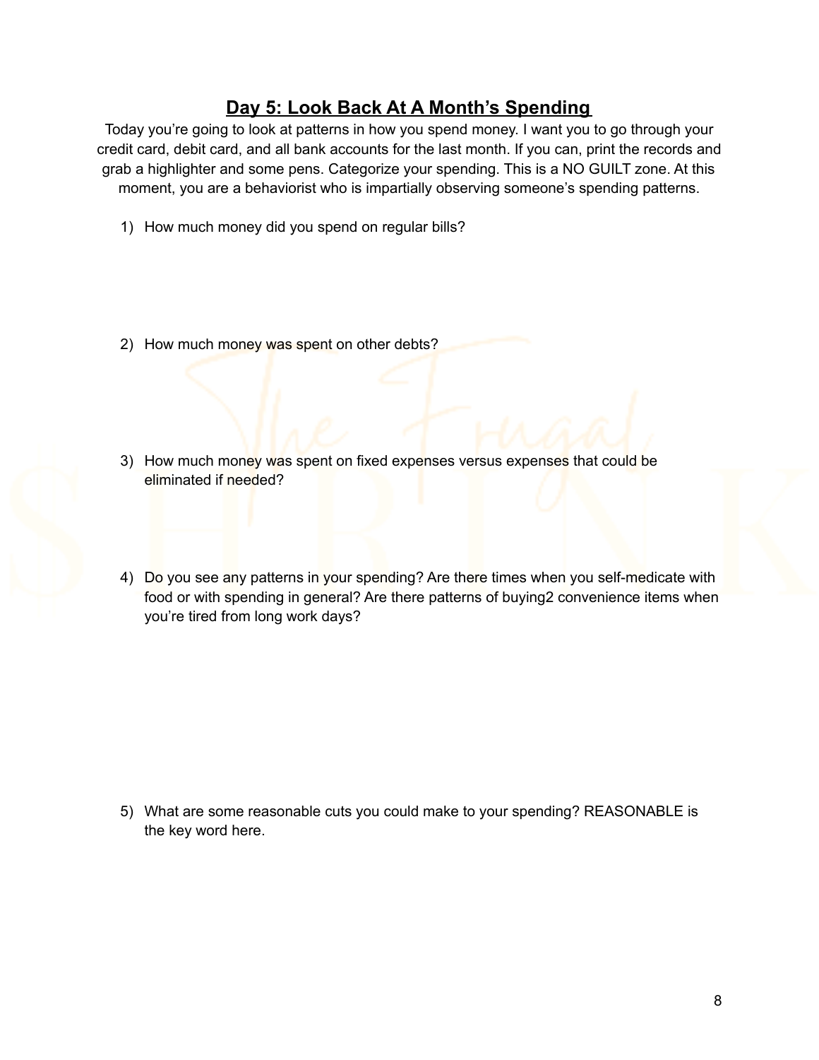## Day 5: Look Back At A Month's Spending

Today you're going to look at patterns in how you spend money. I want you to go through your credit card, debit card, and all bank accounts for the last month. If you can, print the records and grab a highlighter and some pens. Categorize your spending. This is a NO GUILT zone. At this moment, you are a behaviorist who is impartially observing someone's spending patterns.

1) How much money did you spend on regular bills?

2) How much money was spent on other debts?

3) How much money was spent on fixed expenses versus expenses that could be eliminated if needed?

4) Do you see any patterns in your spending? Are there times when you self-medicate with food or with spending in general? Are there patterns of buying2 convenience items when you're tired from long work days?

5) What are some reasonable cuts you could make to your spending? REASONABLE is the key word here.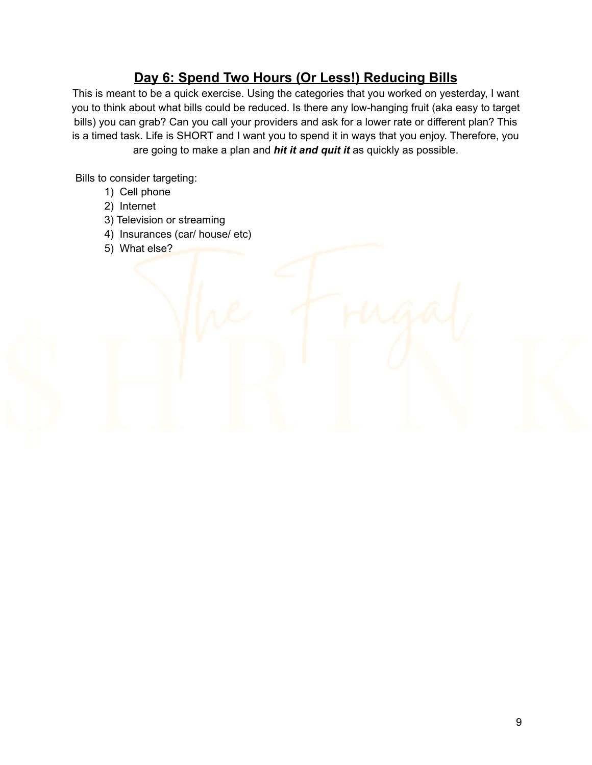## Day 6: Spend Two Hours (Or Less!) Reducing Bills

This is meant to be a quick exercise. Using the categories that you worked on yesterday, I want you to think about what bills could be reduced. Is there any low-hanging fruit (aka easy to target bills) you can grab? Can you call your providers and ask for a lower rate or different plan? This is a timed task. Life is SHORT and I want you to spend it in ways that you enjoy. Therefore, you are going to make a plan and ***hit it and quit it*** as quickly as possible.

Bills to consider targeting:

1) Cell phone
2) Internet
3) Television or streaming
4) Insurances (car/ house/ etc)
5) What else?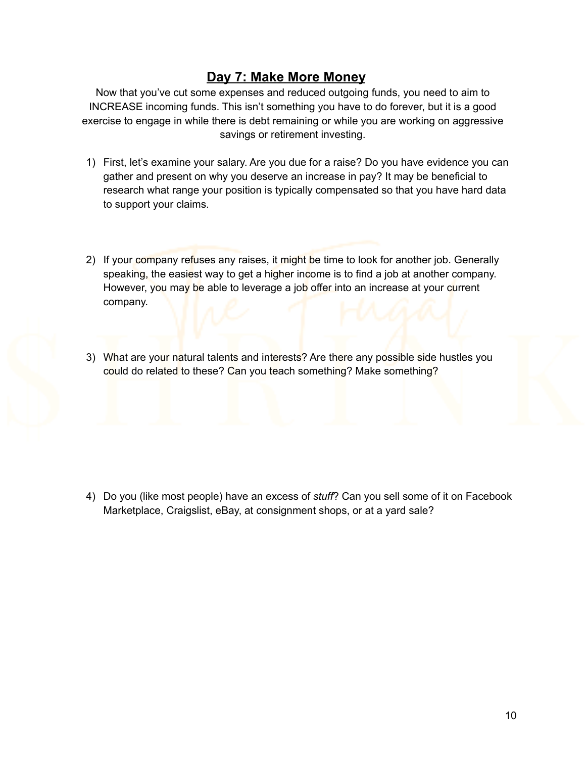## Day 7: Make More Money

Now that you've cut some expenses and reduced outgoing funds, you need to aim to INCREASE incoming funds. This isn't something you have to do forever, but it is a good exercise to engage in while there is debt remaining or while you are working on aggressive savings or retirement investing.

1) First, let's examine your salary. Are you due for a raise? Do you have evidence you can gather and present on why you deserve an increase in pay? It may be beneficial to research what range your position is typically compensated so that you have hard data to support your claims.

2) If your company refuses any raises, it might be time to look for another job. Generally speaking, the easiest way to get a higher income is to find a job at another company. However, you may be able to leverage a job offer into an increase at your current company.

3) What are your natural talents and interests? Are there any possible side hustles you could do related to these? Can you teach something? Make something?

4) Do you (like most people) have an excess of *stuff*? Can you sell some of it on Facebook Marketplace, Craigslist, eBay, at consignment shops, or at a yard sale?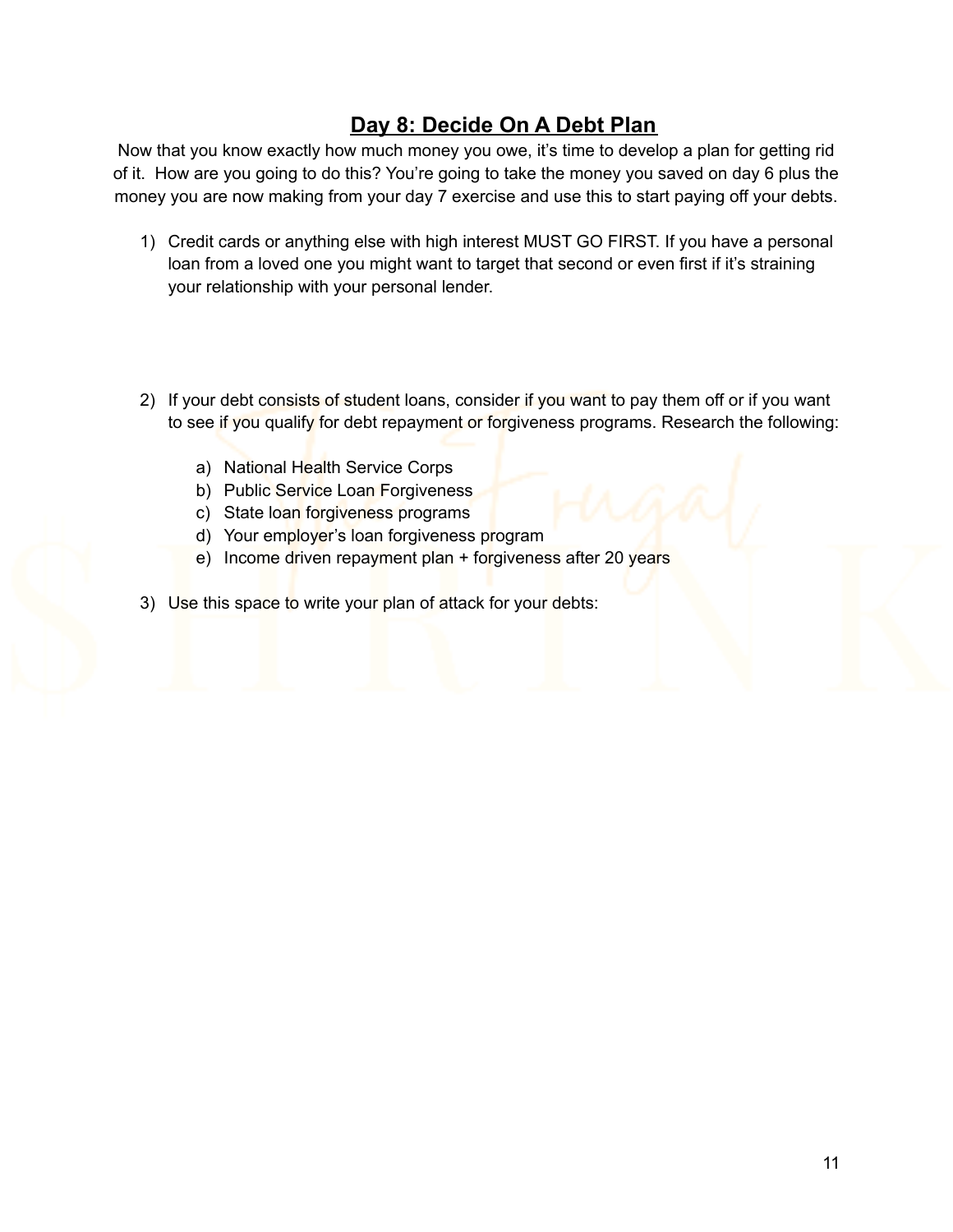## Day 8: Decide On A Debt Plan

Now that you know exactly how much money you owe, it's time to develop a plan for getting rid of it. How are you going to do this? You're going to take the money you saved on day 6 plus the money you are now making from your day 7 exercise and use this to start paying off your debts.

1) Credit cards or anything else with high interest MUST GO FIRST. If you have a personal loan from a loved one you might want to target that second or even first if it's straining your relationship with your personal lender.

2) If your debt consists of student loans, consider if you want to pay them off or if you want to see if you qualify for debt repayment or forgiveness programs. Research the following:

   a) National Health Service Corps
   b) Public Service Loan Forgiveness
   c) State loan forgiveness programs
   d) Your employer's loan forgiveness program
   e) Income driven repayment plan + forgiveness after 20 years

3) Use this space to write your plan of attack for your debts: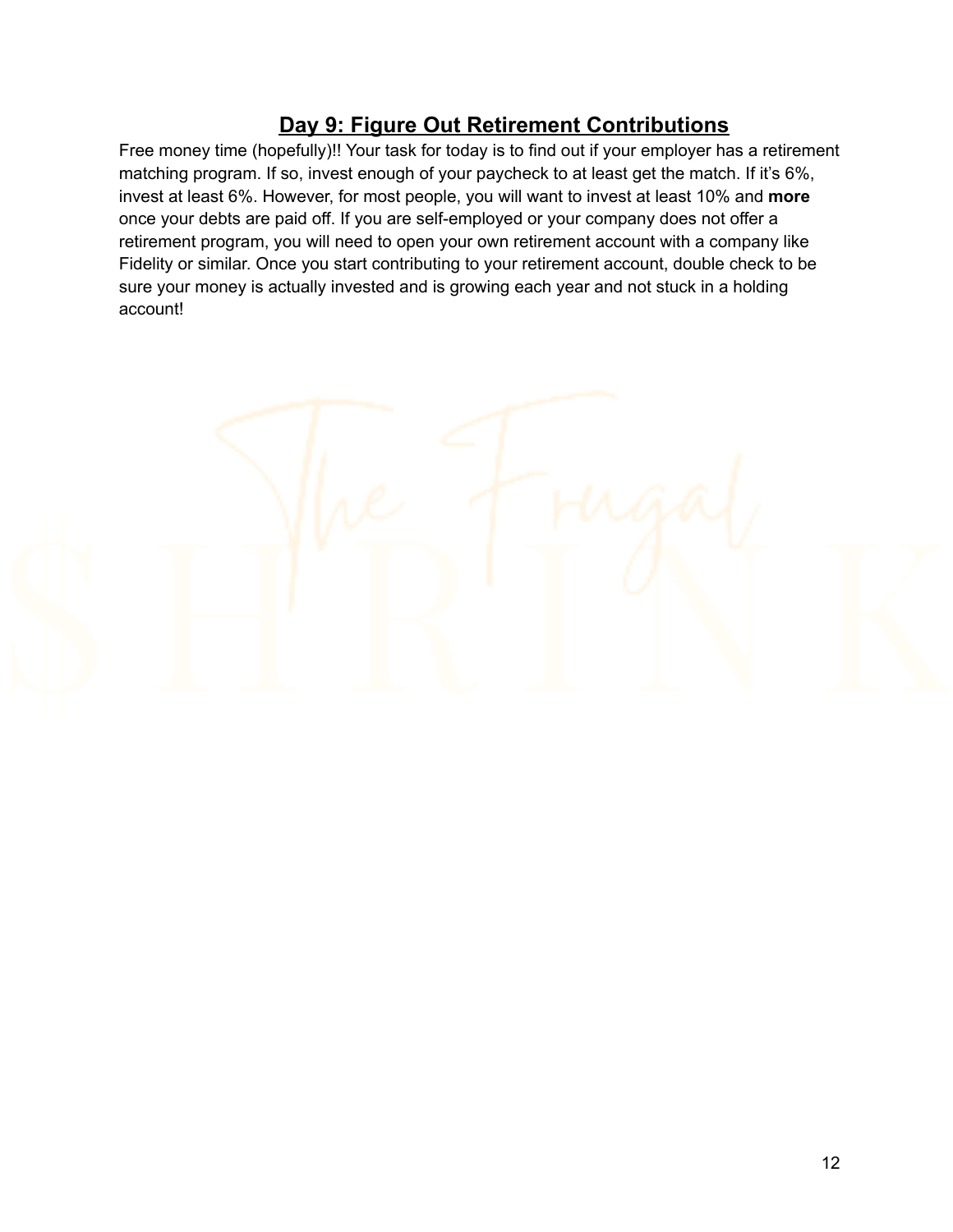## **Day 9: Figure Out Retirement Contributions**

Free money time (hopefully)!! Your task for today is to find out if your employer has a retirement matching program. If so, invest enough of your paycheck to at least get the match. If it's 6%, invest at least 6%. However, for most people, you will want to invest at least 10% and **more** once your debts are paid off. If you are self-employed or your company does not offer a retirement program, you will need to open your own retirement account with a company like Fidelity or similar. Once you start contributing to your retirement account, double check to be sure your money is actually invested and is growing each year and not stuck in a holding account!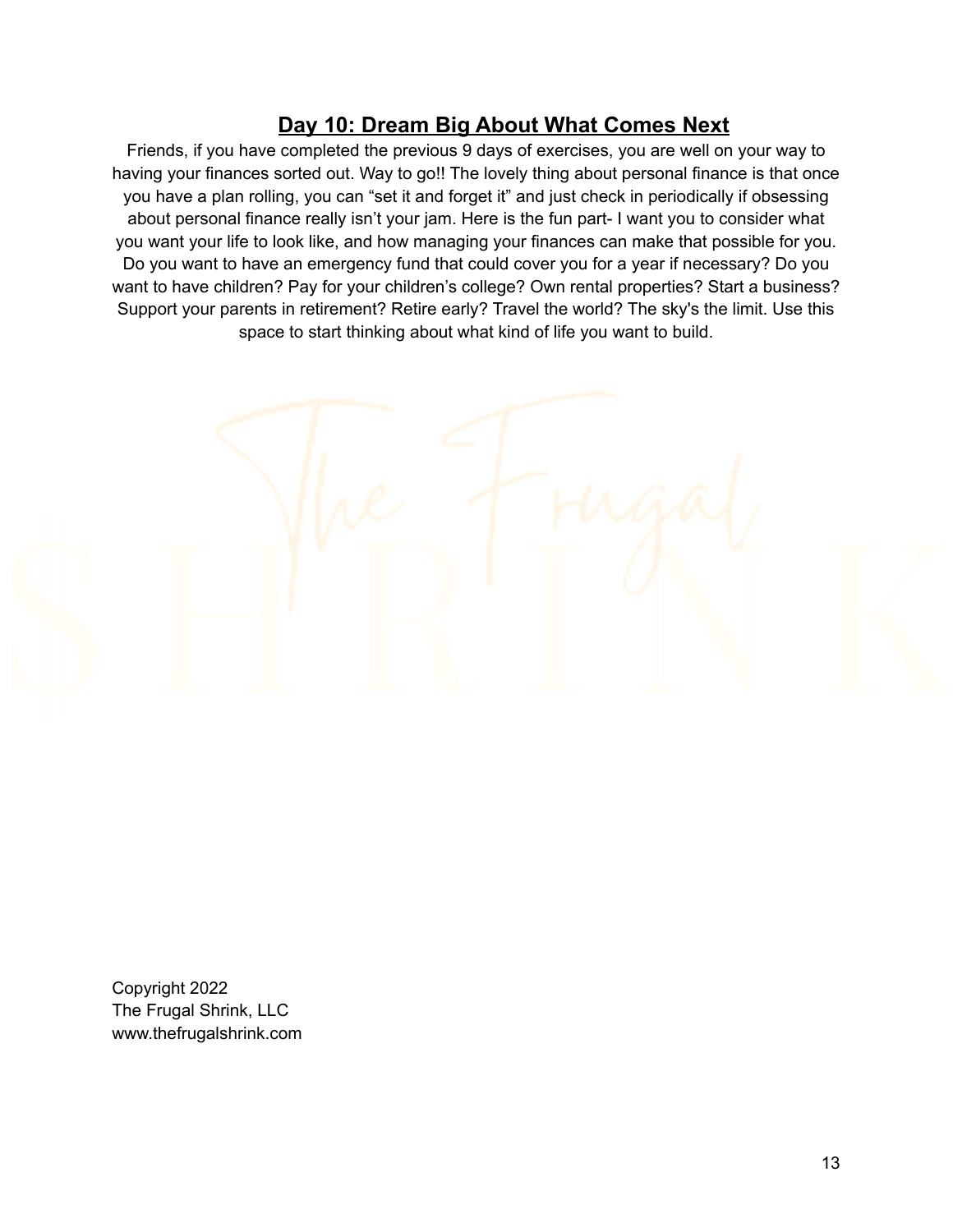# **Day 10: Dream Big About What Comes Next**

Friends, if you have completed the previous 9 days of exercises, you are well on your way to having your finances sorted out. Way to go!! The lovely thing about personal finance is that once you have a plan rolling, you can “set it and forget it” and just check in periodically if obsessing about personal finance really isn’t your jam. Here is the fun part- I want you to consider what you want your life to look like, and how managing your finances can make that possible for you. Do you want to have an emergency fund that could cover you for a year if necessary? Do you want to have children? Pay for your children’s college? Own rental properties? Start a business? Support your parents in retirement? Retire early? Travel the world? The sky's the limit. Use this space to start thinking about what kind of life you want to build.

Copyright 2022
The Frugal Shrink, LLC
www.thefrugalshrink.com